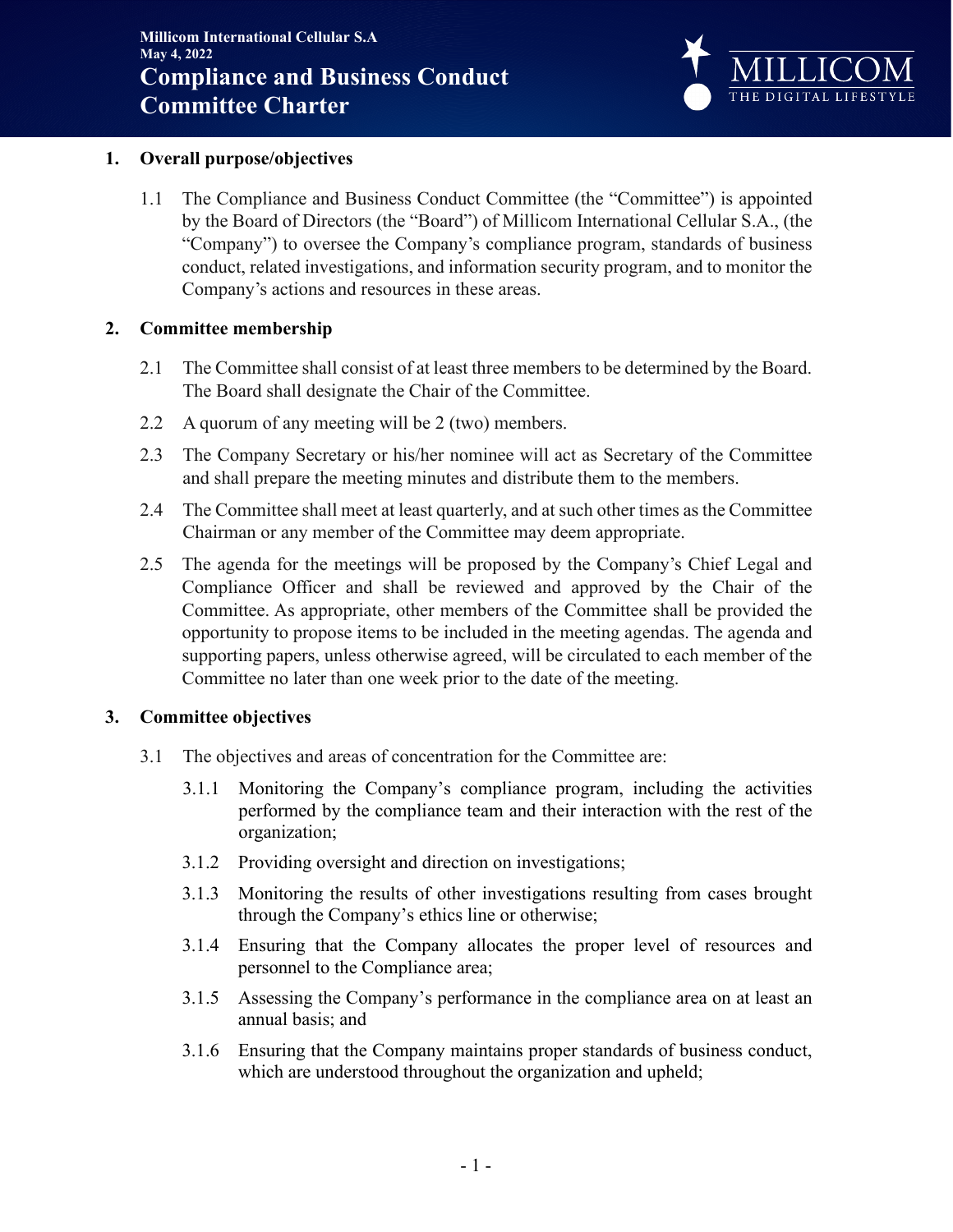**Millicom International Cellular S.A**
**May 4, 2022**

# Compliance and Business Conduct Committee Charter

## 1. Overall purpose/objectives

1.1 The Compliance and Business Conduct Committee (the "Committee") is appointed by the Board of Directors (the "Board") of Millicom International Cellular S.A., (the "Company") to oversee the Company's compliance program, standards of business conduct, related investigations, and information security program, and to monitor the Company's actions and resources in these areas.

## 2. Committee membership

2.1 The Committee shall consist of at least three members to be determined by the Board. The Board shall designate the Chair of the Committee.

2.2 A quorum of any meeting will be 2 (two) members.

2.3 The Company Secretary or his/her nominee will act as Secretary of the Committee and shall prepare the meeting minutes and distribute them to the members.

2.4 The Committee shall meet at least quarterly, and at such other times as the Committee Chairman or any member of the Committee may deem appropriate.

2.5 The agenda for the meetings will be proposed by the Company's Chief Legal and Compliance Officer and shall be reviewed and approved by the Chair of the Committee. As appropriate, other members of the Committee shall be provided the opportunity to propose items to be included in the meeting agendas. The agenda and supporting papers, unless otherwise agreed, will be circulated to each member of the Committee no later than one week prior to the date of the meeting.

## 3. Committee objectives

3.1 The objectives and areas of concentration for the Committee are:

3.1.1 Monitoring the Company's compliance program, including the activities performed by the compliance team and their interaction with the rest of the organization;

3.1.2 Providing oversight and direction on investigations;

3.1.3 Monitoring the results of other investigations resulting from cases brought through the Company's ethics line or otherwise;

3.1.4 Ensuring that the Company allocates the proper level of resources and personnel to the Compliance area;

3.1.5 Assessing the Company's performance in the compliance area on at least an annual basis; and

3.1.6 Ensuring that the Company maintains proper standards of business conduct, which are understood throughout the organization and upheld;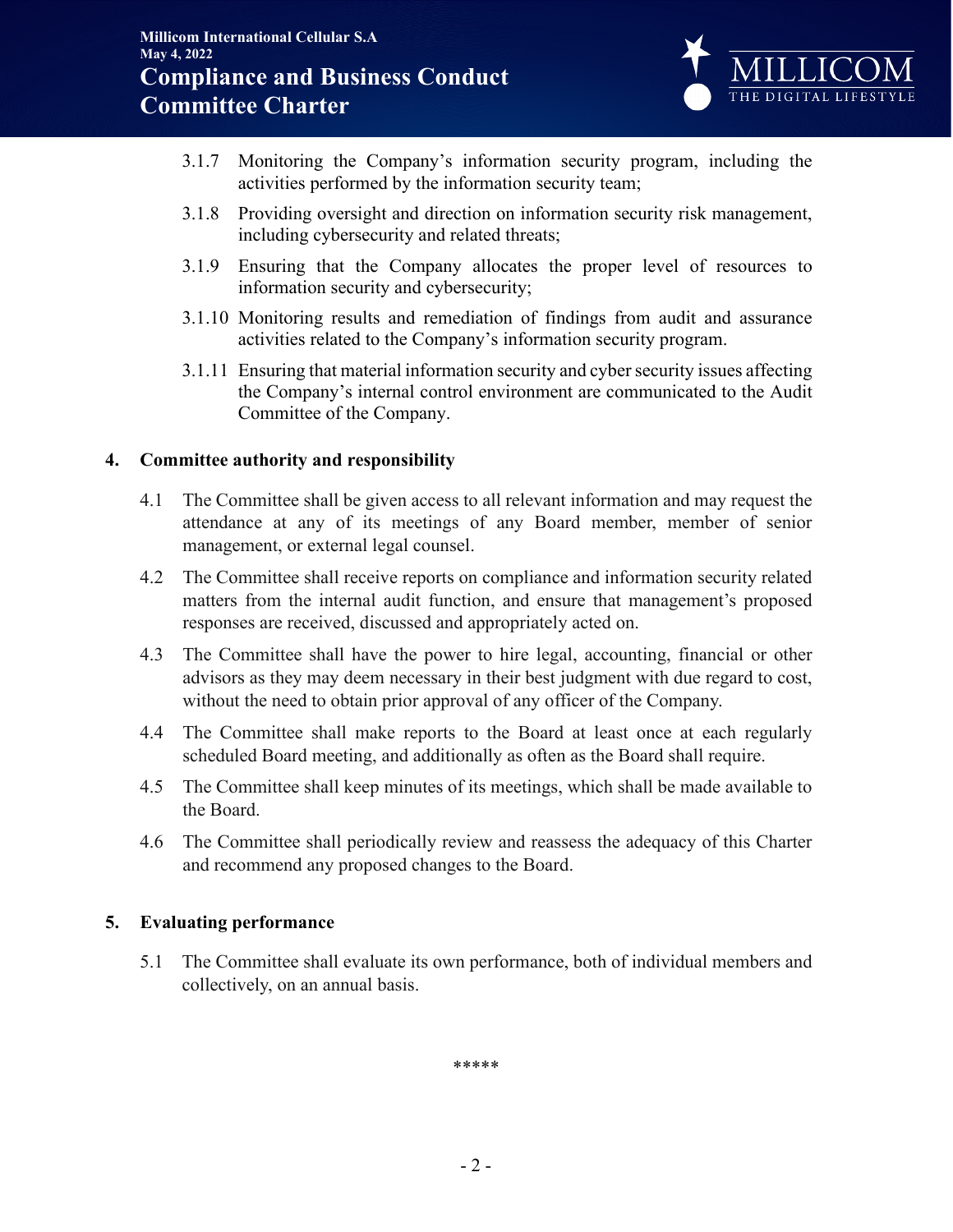3.1.7 Monitoring the Company's information security program, including the activities performed by the information security team;

3.1.8 Providing oversight and direction on information security risk management, including cybersecurity and related threats;

3.1.9 Ensuring that the Company allocates the proper level of resources to information security and cybersecurity;

3.1.10 Monitoring results and remediation of findings from audit and assurance activities related to the Company's information security program.

3.1.11 Ensuring that material information security and cyber security issues affecting the Company's internal control environment are communicated to the Audit Committee of the Company.

## 4. Committee authority and responsibility

4.1 The Committee shall be given access to all relevant information and may request the attendance at any of its meetings of any Board member, member of senior management, or external legal counsel.

4.2 The Committee shall receive reports on compliance and information security related matters from the internal audit function, and ensure that management's proposed responses are received, discussed and appropriately acted on.

4.3 The Committee shall have the power to hire legal, accounting, financial or other advisors as they may deem necessary in their best judgment with due regard to cost, without the need to obtain prior approval of any officer of the Company.

4.4 The Committee shall make reports to the Board at least once at each regularly scheduled Board meeting, and additionally as often as the Board shall require.

4.5 The Committee shall keep minutes of its meetings, which shall be made available to the Board.

4.6 The Committee shall periodically review and reassess the adequacy of this Charter and recommend any proposed changes to the Board.

## 5. Evaluating performance

5.1 The Committee shall evaluate its own performance, both of individual members and collectively, on an annual basis.

*****